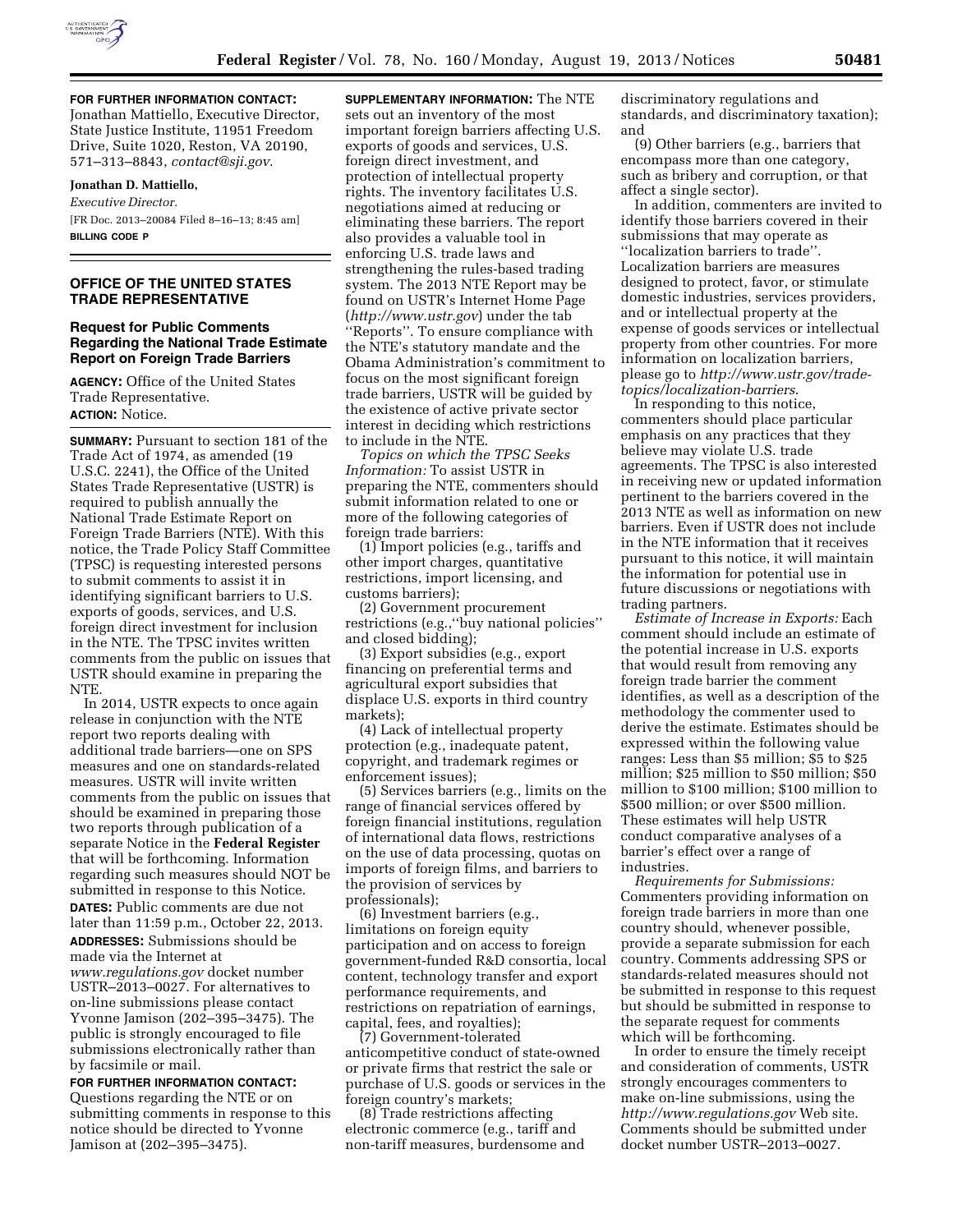**FOR FURTHER INFORMATION CONTACT:** Jonathan Mattiello, Executive Director, State Justice Institute, 11951 Freedom Drive, Suite 1020, Reston, VA 20190, 571–313–8843, *contact@sji.gov*.

**Jonathan D. Mattiello,**

*Executive Director.*

[FR Doc. 2013–20084 Filed 8–16–13; 8:45 am]

**BILLING CODE P**

## OFFICE OF THE UNITED STATES TRADE REPRESENTATIVE

### Request for Public Comments Regarding the National Trade Estimate Report on Foreign Trade Barriers

**AGENCY:** Office of the United States Trade Representative.

**ACTION:** Notice.

**SUMMARY:** Pursuant to section 181 of the Trade Act of 1974, as amended (19 U.S.C. 2241), the Office of the United States Trade Representative (USTR) is required to publish annually the National Trade Estimate Report on Foreign Trade Barriers (NTE). With this notice, the Trade Policy Staff Committee (TPSC) is requesting interested persons to submit comments to assist it in identifying significant barriers to U.S. exports of goods, services, and U.S. foreign direct investment for inclusion in the NTE. The TPSC invites written comments from the public on issues that USTR should examine in preparing the NTE.

In 2014, USTR expects to once again release in conjunction with the NTE report two reports dealing with additional trade barriers—one on SPS measures and one on standards-related measures. USTR will invite written comments from the public on issues that should be examined in preparing those two reports through publication of a separate Notice in the **Federal Register** that will be forthcoming. Information regarding such measures should NOT be submitted in response to this Notice.

**DATES:** Public comments are due not later than 11:59 p.m., October 22, 2013.

**ADDRESSES:** Submissions should be made via the Internet at *www.regulations.gov* docket number USTR–2013–0027. For alternatives to on-line submissions please contact Yvonne Jamison (202–395–3475). The public is strongly encouraged to file submissions electronically rather than by facsimile or mail.

**FOR FURTHER INFORMATION CONTACT:** Questions regarding the NTE or on submitting comments in response to this notice should be directed to Yvonne Jamison at (202–395–3475).

**SUPPLEMENTARY INFORMATION:** The NTE sets out an inventory of the most important foreign barriers affecting U.S. exports of goods and services, U.S. foreign direct investment, and protection of intellectual property rights. The inventory facilitates U.S. negotiations aimed at reducing or eliminating these barriers. The report also provides a valuable tool in enforcing U.S. trade laws and strengthening the rules-based trading system. The 2013 NTE Report may be found on USTR's Internet Home Page (*http://www.ustr.gov*) under the tab ''Reports''. To ensure compliance with the NTE's statutory mandate and the Obama Administration's commitment to focus on the most significant foreign trade barriers, USTR will be guided by the existence of active private sector interest in deciding which restrictions to include in the NTE.

*Topics on which the TPSC Seeks Information:* To assist USTR in preparing the NTE, commenters should submit information related to one or more of the following categories of foreign trade barriers:

(1) Import policies (e.g., tariffs and other import charges, quantitative restrictions, import licensing, and customs barriers);

(2) Government procurement restrictions (e.g.,''buy national policies'' and closed bidding);

(3) Export subsidies (e.g., export financing on preferential terms and agricultural export subsidies that displace U.S. exports in third country markets);

(4) Lack of intellectual property protection (e.g., inadequate patent, copyright, and trademark regimes or enforcement issues);

(5) Services barriers (e.g., limits on the range of financial services offered by foreign financial institutions, regulation of international data flows, restrictions on the use of data processing, quotas on imports of foreign films, and barriers to the provision of services by professionals);

(6) Investment barriers (e.g., limitations on foreign equity participation and on access to foreign government-funded R&D consortia, local content, technology transfer and export performance requirements, and restrictions on repatriation of earnings, capital, fees, and royalties);

(7) Government-tolerated anticompetitive conduct of state-owned or private firms that restrict the sale or purchase of U.S. goods or services in the foreign country's markets;

(8) Trade restrictions affecting electronic commerce (e.g., tariff and non-tariff measures, burdensome and discriminatory regulations and standards, and discriminatory taxation); and

(9) Other barriers (e.g., barriers that encompass more than one category, such as bribery and corruption, or that affect a single sector).

In addition, commenters are invited to identify those barriers covered in their submissions that may operate as ''localization barriers to trade''. Localization barriers are measures designed to protect, favor, or stimulate domestic industries, services providers, and or intellectual property at the expense of goods services or intellectual property from other countries. For more information on localization barriers, please go to *http://www.ustr.gov/trade-topics/localization-barriers*.

In responding to this notice, commenters should place particular emphasis on any practices that they believe may violate U.S. trade agreements. The TPSC is also interested in receiving new or updated information pertinent to the barriers covered in the 2013 NTE as well as information on new barriers. Even if USTR does not include in the NTE information that it receives pursuant to this notice, it will maintain the information for potential use in future discussions or negotiations with trading partners.

*Estimate of Increase in Exports:* Each comment should include an estimate of the potential increase in U.S. exports that would result from removing any foreign trade barrier the comment identifies, as well as a description of the methodology the commenter used to derive the estimate. Estimates should be expressed within the following value ranges: Less than $5 million; $5 to $25 million; $25 million to $50 million; $50 million to $100 million; $100 million to $500 million; or over $500 million. These estimates will help USTR conduct comparative analyses of a barrier's effect over a range of industries.

*Requirements for Submissions:* Commenters providing information on foreign trade barriers in more than one country should, whenever possible, provide a separate submission for each country. Comments addressing SPS or standards-related measures should not be submitted in response to this request but should be submitted in response to the separate request for comments which will be forthcoming.

In order to ensure the timely receipt and consideration of comments, USTR strongly encourages commenters to make on-line submissions, using the *http://www.regulations.gov* Web site. Comments should be submitted under docket number USTR–2013–0027.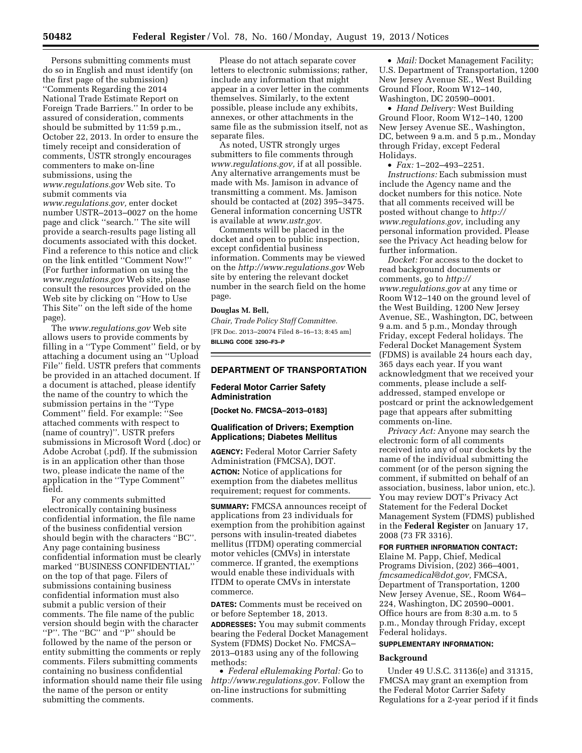Persons submitting comments must do so in English and must identify (on the first page of the submission) ''Comments Regarding the 2014 National Trade Estimate Report on Foreign Trade Barriers.'' In order to be assured of consideration, comments should be submitted by 11:59 p.m., October 22, 2013. In order to ensure the timely receipt and consideration of comments, USTR strongly encourages commenters to make on-line submissions, using the *www.regulations.gov* Web site. To submit comments via *www.regulations.gov,* enter docket number USTR–2013–0027 on the home page and click ''search.'' The site will provide a search-results page listing all documents associated with this docket. Find a reference to this notice and click on the link entitled ''Comment Now!'' (For further information on using the *www.regulations.gov* Web site, please consult the resources provided on the Web site by clicking on ''How to Use This Site'' on the left side of the home page).

The *www.regulations.gov* Web site allows users to provide comments by filling in a ''Type Comment'' field, or by attaching a document using an ''Upload File'' field. USTR prefers that comments be provided in an attached document. If a document is attached, please identify the name of the country to which the submission pertains in the ''Type Comment'' field. For example: ''See attached comments with respect to (name of country)''. USTR prefers submissions in Microsoft Word (.doc) or Adobe Acrobat (.pdf). If the submission is in an application other than those two, please indicate the name of the application in the ''Type Comment'' field.

For any comments submitted electronically containing business confidential information, the file name of the business confidential version should begin with the characters ''BC''. Any page containing business confidential information must be clearly marked ''BUSINESS CONFIDENTIAL'' on the top of that page. Filers of submissions containing business confidential information must also submit a public version of their comments. The file name of the public version should begin with the character ''P''. The ''BC'' and ''P'' should be followed by the name of the person or entity submitting the comments or reply comments. Filers submitting comments containing no business confidential information should name their file using the name of the person or entity submitting the comments.

Please do not attach separate cover letters to electronic submissions; rather, include any information that might appear in a cover letter in the comments themselves. Similarly, to the extent possible, please include any exhibits, annexes, or other attachments in the same file as the submission itself, not as separate files.

As noted, USTR strongly urges submitters to file comments through *www.regulations.gov,* if at all possible. Any alternative arrangements must be made with Ms. Jamison in advance of transmitting a comment. Ms. Jamison should be contacted at (202) 395–3475. General information concerning USTR is available at *www.ustr.gov.*

Comments will be placed in the docket and open to public inspection, except confidential business information. Comments may be viewed on the *http://www.regulations.gov* Web site by entering the relevant docket number in the search field on the home page.

**Douglas M. Bell,**

*Chair, Trade Policy Staff Committee.*

[FR Doc. 2013–20074 Filed 8–16–13; 8:45 am]

**BILLING CODE 3290–F3–P**

## DEPARTMENT OF TRANSPORTATION

### Federal Motor Carrier Safety Administration

**[Docket No. FMCSA–2013–0183]**

### Qualification of Drivers; Exemption Applications; Diabetes Mellitus

**AGENCY:** Federal Motor Carrier Safety Administration (FMCSA), DOT.

**ACTION:** Notice of applications for exemption from the diabetes mellitus requirement; request for comments.

**SUMMARY:** FMCSA announces receipt of applications from 23 individuals for exemption from the prohibition against persons with insulin-treated diabetes mellitus (ITDM) operating commercial motor vehicles (CMVs) in interstate commerce. If granted, the exemptions would enable these individuals with ITDM to operate CMVs in interstate commerce.

**DATES:** Comments must be received on or before September 18, 2013.

**ADDRESSES:** You may submit comments bearing the Federal Docket Management System (FDMS) Docket No. FMCSA–2013–0183 using any of the following methods:

- *Federal eRulemaking Portal:* Go to *http://www.regulations.gov.* Follow the on-line instructions for submitting comments.
- *Mail:* Docket Management Facility; U.S. Department of Transportation, 1200 New Jersey Avenue SE., West Building Ground Floor, Room W12–140, Washington, DC 20590–0001.
- *Hand Delivery:* West Building Ground Floor, Room W12–140, 1200 New Jersey Avenue SE., Washington, DC, between 9 a.m. and 5 p.m., Monday through Friday, except Federal Holidays.
- *Fax:* 1–202–493–2251.

*Instructions:* Each submission must include the Agency name and the docket numbers for this notice. Note that all comments received will be posted without change to *http://www.regulations.gov,* including any personal information provided. Please see the Privacy Act heading below for further information.

*Docket:* For access to the docket to read background documents or comments, go to *http://www.regulations.gov* at any time or Room W12–140 on the ground level of the West Building, 1200 New Jersey Avenue, SE., Washington, DC, between 9 a.m. and 5 p.m., Monday through Friday, except Federal holidays. The Federal Docket Management System (FDMS) is available 24 hours each day, 365 days each year. If you want acknowledgment that we received your comments, please include a self-addressed, stamped envelope or postcard or print the acknowledgement page that appears after submitting comments on-line.

*Privacy Act:* Anyone may search the electronic form of all comments received into any of our dockets by the name of the individual submitting the comment (or of the person signing the comment, if submitted on behalf of an association, business, labor union, etc.). You may review DOT's Privacy Act Statement for the Federal Docket Management System (FDMS) published in the **Federal Register** on January 17, 2008 (73 FR 3316).

**FOR FURTHER INFORMATION CONTACT:** Elaine M. Papp, Chief, Medical Programs Division, (202) 366–4001, *fmcsamedical@dot.gov,* FMCSA, Department of Transportation, 1200 New Jersey Avenue, SE., Room W64–224, Washington, DC 20590–0001. Office hours are from 8:30 a.m. to 5 p.m., Monday through Friday, except Federal holidays.

**SUPPLEMENTARY INFORMATION:**

#### Background

Under 49 U.S.C. 31136(e) and 31315, FMCSA may grant an exemption from the Federal Motor Carrier Safety Regulations for a 2-year period if it finds